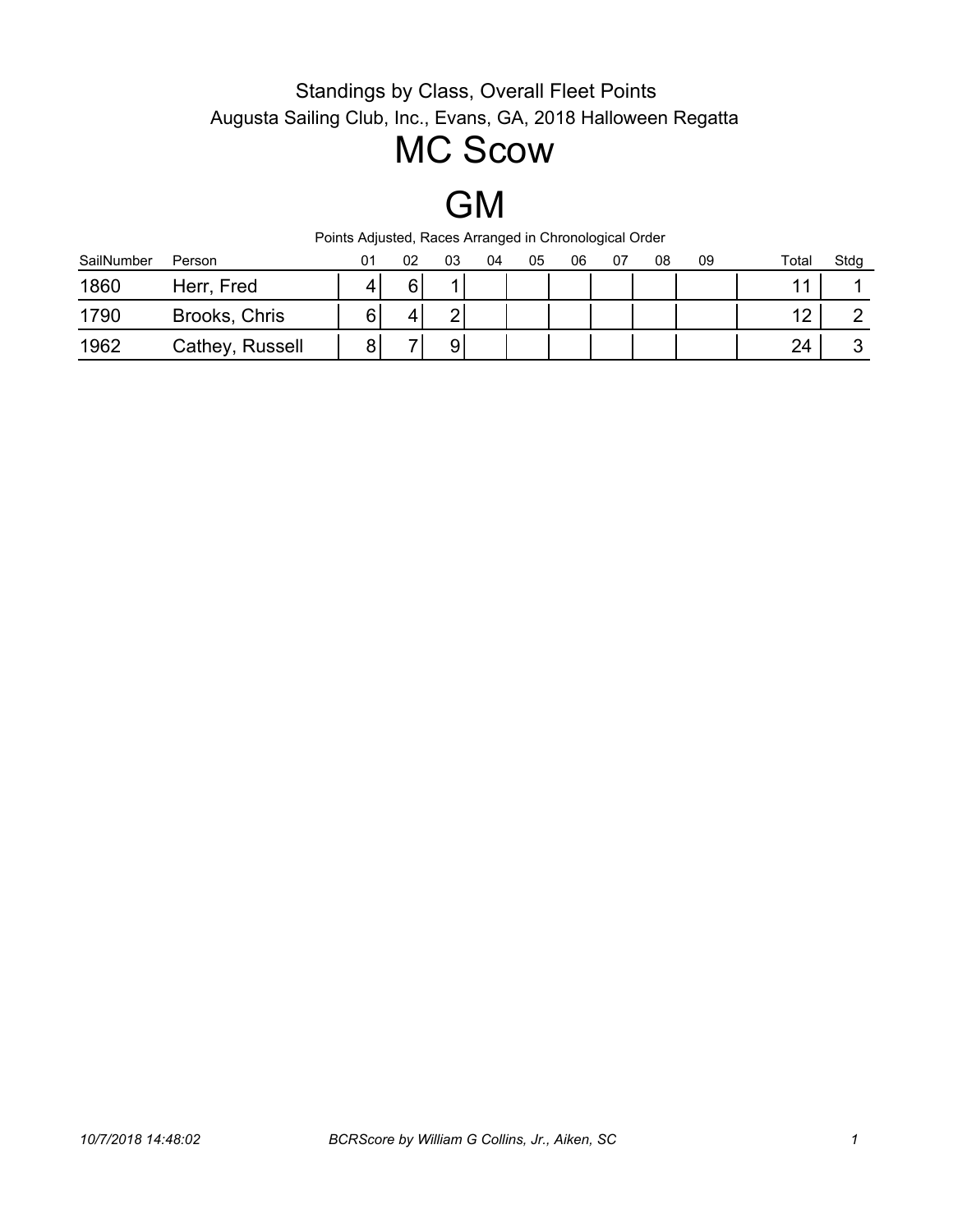Standings by Class, Overall Fleet Points

Augusta Sailing Club, Inc., Evans, GA, 2018 Halloween Regatta

# MC Scow

# GM

Points Adjusted, Races Arranged in Chronological Order

| SailNumber | Person | 01 | 02 | 03 | 04 | 05 | 06 | 07 | 08 | 09 | Total | Stdg |
|---|---|---|---|---|---|---|---|---|---|---|---|---|
| 1860 | Herr, Fred | 4 | 6 | 1 | | | | | | | 11 | 1 |
| 1790 | Brooks, Chris | 6 | 4 | 2 | | | | | | | 12 | 2 |
| 1962 | Cathey, Russell | 8 | 7 | 9 | | | | | | | 24 | 3 |

*10/7/2018 14:48:02* *BCRScore by William G Collins, Jr., Aiken, SC*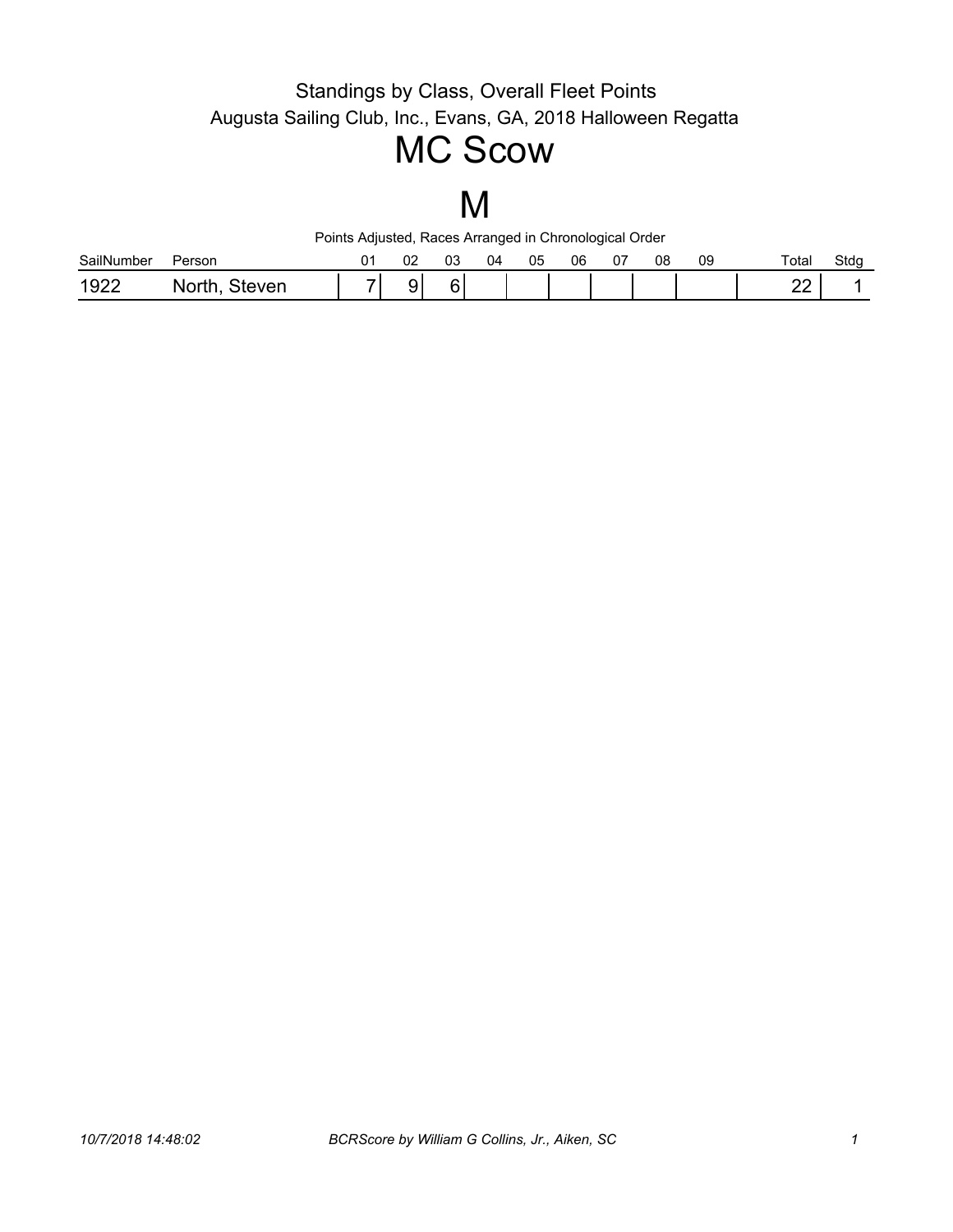Standings by Class, Overall Fleet Points

Augusta Sailing Club, Inc., Evans, GA, 2018 Halloween Regatta

# MC Scow

# M

Points Adjusted, Races Arranged in Chronological Order

| SailNumber | Person | 01 | 02 | 03 | 04 | 05 | 06 | 07 | 08 | 09 | Total | Stdg |
|---|---|---|---|---|---|---|---|---|---|---|---|---|
| 1922 | North, Steven | 7 | 9 | 6 | | | | | | | 22 | 1 |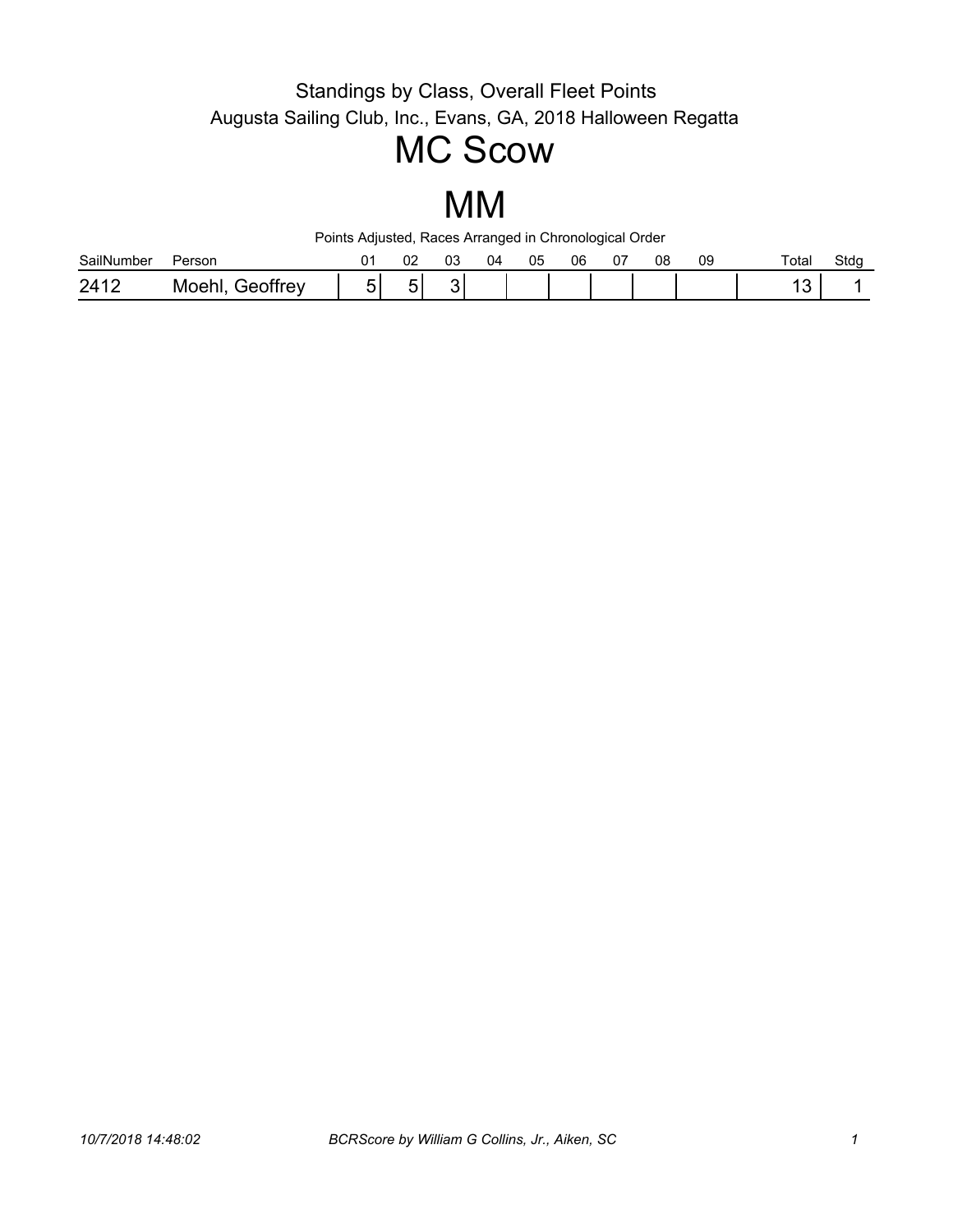Standings by Class, Overall Fleet Points

Augusta Sailing Club, Inc., Evans, GA, 2018 Halloween Regatta

# MC Scow

# MM

Points Adjusted, Races Arranged in Chronological Order

| SailNumber | Person | 01 | 02 | 03 | 04 | 05 | 06 | 07 | 08 | 09 | Total | Stdg |
|---|---|---|---|---|---|---|---|---|---|---|---|---|
| 2412 | Moehl, Geoffrey | 5 | 5 | 3 | | | | | | | 13 | 1 |

*10/7/2018 14:48:02* *BCRScore by William G Collins, Jr., Aiken, SC*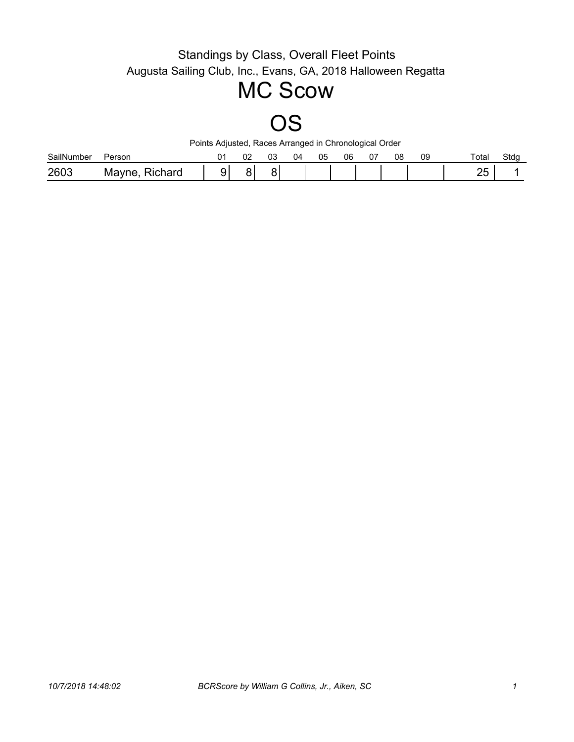Standings by Class, Overall Fleet Points

Augusta Sailing Club, Inc., Evans, GA, 2018 Halloween Regatta

# MC Scow

# OS

Points Adjusted, Races Arranged in Chronological Order

| SailNumber | Person | 01 | 02 | 03 | 04 | 05 | 06 | 07 | 08 | 09 | Total | Stdg |
|---|---|---|---|---|---|---|---|---|---|---|---|---|
| 2603 | Mayne, Richard | 9 | 8 | 8 | | | | | | | 25 | 1 |

*10/7/2018 14:48:02* *BCRScore by William G Collins, Jr., Aiken, SC*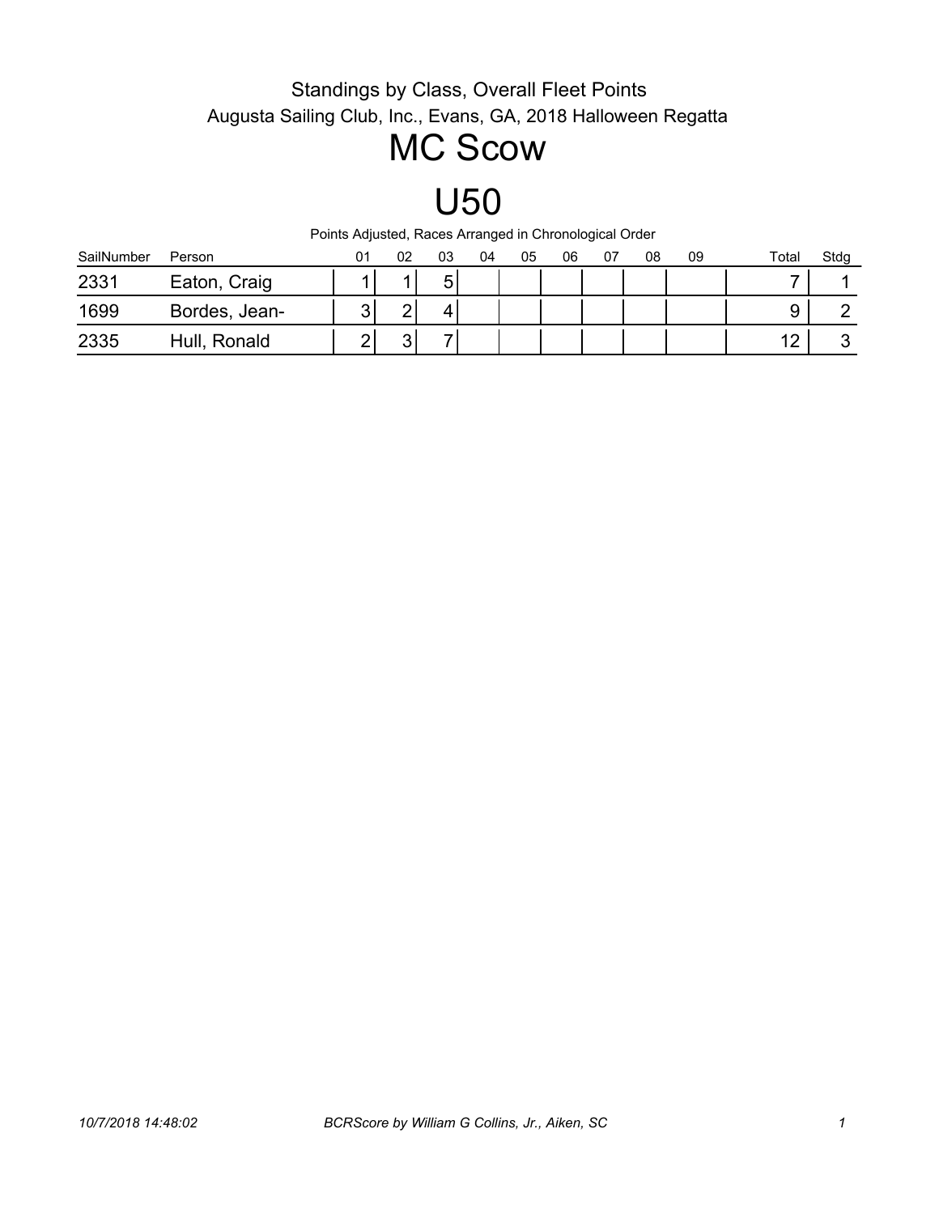Standings by Class, Overall Fleet Points

Augusta Sailing Club, Inc., Evans, GA, 2018 Halloween Regatta

# MC Scow

# U50

Points Adjusted, Races Arranged in Chronological Order

| SailNumber | Person | 01 | 02 | 03 | 04 | 05 | 06 | 07 | 08 | 09 | Total | Stdg |
|---|---|---|---|---|---|---|---|---|---|---|---|---|
| 2331 | Eaton, Craig | 1 | 1 | 5 | | | | | | | 7 | 1 |
| 1699 | Bordes, Jean- | 3 | 2 | 4 | | | | | | | 9 | 2 |
| 2335 | Hull, Ronald | 2 | 3 | 7 | | | | | | | 12 | 3 |

*10/7/2018 14:48:02* *BCRScore by William G Collins, Jr., Aiken, SC*